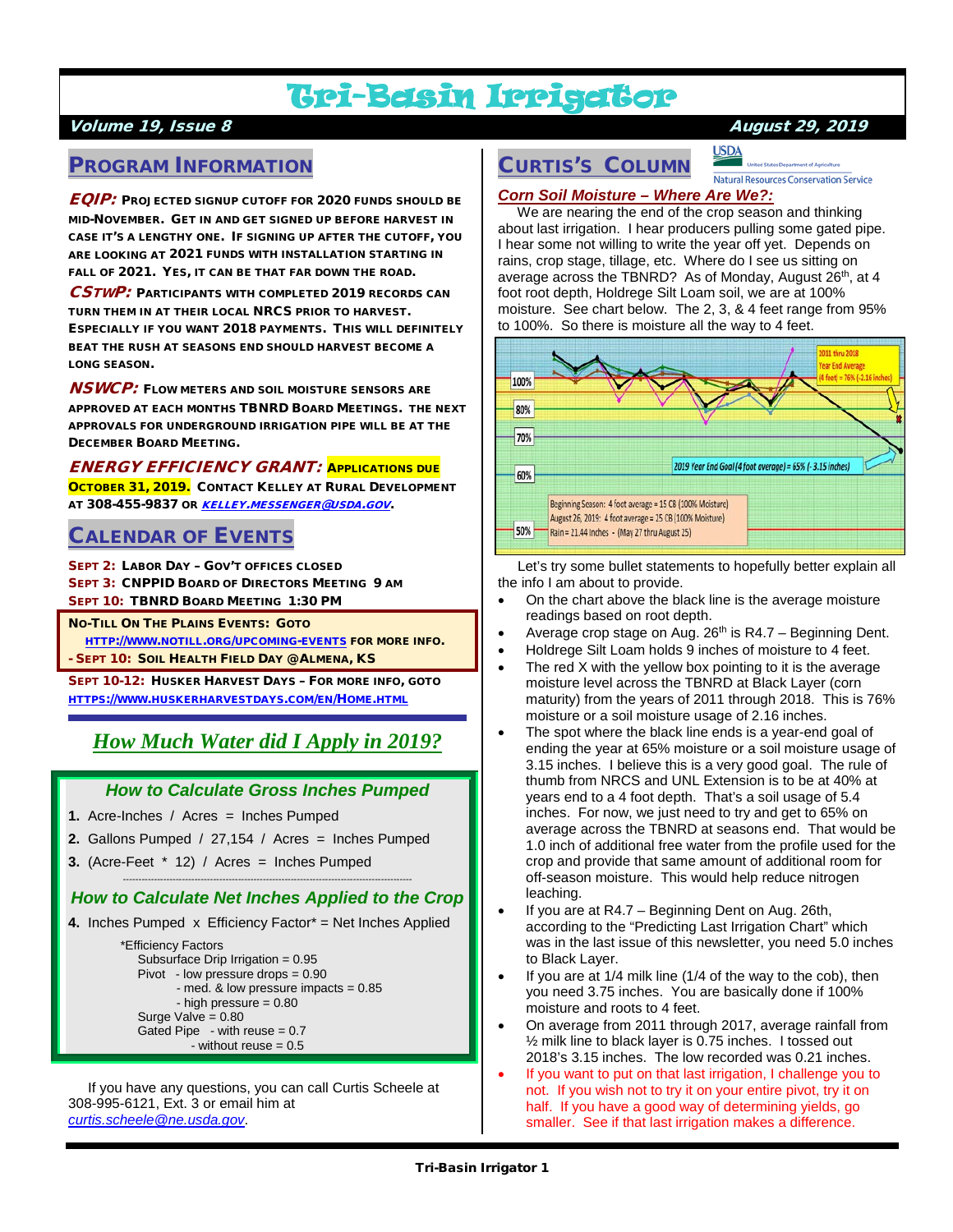# Tri-Basin Irrigator

**Volume 19, Issue 8** — **August 29, 2019**

## Program Information

***EQIP:*** **Projected signup cutoff for 2020 funds should be mid-November. Get in and get signed up before harvest in case it's a lengthy one. If signing up after the cutoff, you are looking at 2021 funds with installation starting in fall of 2021. Yes, it can be that far down the road.**

***CStwP:*** **Participants with completed 2019 records can turn them in at their local NRCS prior to harvest. Especially if you want 2018 payments. This will definitely beat the rush at seasons end should harvest become a long season.**

***NSWCP:*** **Flow meters and soil moisture sensors are approved at each months TBNRD Board Meetings. The next approvals for underground irrigation pipe will be at the December Board Meeting.**

***ENERGY EFFICIENCY GRANT:*** **Applications due October 31, 2019. Contact Kelley at Rural Development at 308-455-9837 or *kelley.messenger@usda.gov*.**

## Calendar of Events

**Sept 2: Labor Day – Gov't Offices Closed**
**Sept 3: CNPPID Board of Directors Meeting 9 AM**
**Sept 10: TBNRD Board Meeting 1:30 PM**

**No-Till On The Plains Events: Goto http://www.notill.org/upcoming-events for more info.**
**- Sept 10: Soil Health Field Day @Almena, KS**

**Sept 10-12: Husker Harvest Days – For more info, goto https://www.huskerharvestdays.com/en/Home.html**

## *How Much Water did I Apply in 2019?*

### *How to Calculate Gross Inches Pumped*

1. Acre-Inches / Acres = Inches Pumped
2. Gallons Pumped / 27,154 / Acres = Inches Pumped
3. (Acre-Feet * 12) / Acres = Inches Pumped

### *How to Calculate Net Inches Applied to the Crop*

4. Inches Pumped x Efficiency Factor* = Net Inches Applied

*Efficiency Factors
- Subsurface Drip Irrigation = 0.95
- Pivot - low pressure drops = 0.90
  - med. & low pressure impacts = 0.85
  - high pressure = 0.80
- Surge Valve = 0.80
- Gated Pipe - with reuse = 0.7
  - without reuse = 0.5

If you have any questions, you can call Curtis Scheele at 308-995-6121, Ext. 3 or email him at *curtis.scheele@ne.usda.gov*.

## Curtis's Column

USDA United States Department of Agriculture — Natural Resources Conservation Service

### *Corn Soil Moisture – Where Are We?:*

We are nearing the end of the crop season and thinking about last irrigation. I hear producers pulling some gated pipe. I hear some not willing to write the year off yet. Depends on rains, crop stage, tillage, etc. Where do I see us sitting on average across the TBNRD? As of Monday, August 26th, at 4 foot root depth, Holdrege Silt Loam soil, we are at 100% moisture. See chart below. The 2, 3, & 4 feet range from 95% to 100%. So there is moisture all the way to 4 feet.

Chart labels: 100%, 80%, 70%, 60%, 50%. 2011 thru 2018 Year End Average (4 feet) = 76% (-2.16 inches). 2019 Year End Goal (4 foot average) = 65% (-3.15 inches). Beginning Season: 4 foot average = 15 CB (100% Moisture). August 26, 2019: 4 foot average = 25 CB (100% Moisture). Rain = 21.44 Inches - (May 27 thru August 25)

Let's try some bullet statements to hopefully better explain all the info I am about to provide.

- On the chart above the black line is the average moisture readings based on root depth.
- Average crop stage on Aug. 26th is R4.7 – Beginning Dent.
- Holdrege Silt Loam holds 9 inches of moisture to 4 feet.
- The red X with the yellow box pointing to it is the average moisture level across the TBNRD at Black Layer (corn maturity) from the years of 2011 through 2018. This is 76% moisture or a soil moisture usage of 2.16 inches.
- The spot where the black line ends is a year-end goal of ending the year at 65% moisture or a soil moisture usage of 3.15 inches. I believe this is a very good goal. The rule of thumb from NRCS and UNL Extension is to be at 40% at years end to a 4 foot depth. That's a soil usage of 5.4 inches. For now, we just need to try and get to 65% on average across the TBNRD at seasons end. That would be 1.0 inch of additional free water from the profile used for the crop and provide that same amount of additional room for off-season moisture. This would help reduce nitrogen leaching.
- If you are at R4.7 – Beginning Dent on Aug. 26th, according to the "Predicting Last Irrigation Chart" which was in the last issue of this newsletter, you need 5.0 inches to Black Layer.
- If you are at 1/4 milk line (1/4 of the way to the cob), then you need 3.75 inches. You are basically done if 100% moisture and roots to 4 feet.
- On average from 2011 through 2017, average rainfall from ½ milk line to black layer is 0.75 inches. I tossed out 2018's 3.15 inches. The low recorded was 0.21 inches.
- If you want to put on that last irrigation, I challenge you to not. If you wish not to try it on your entire pivot, try it on half. If you have a good way of determining yields, go smaller. See if that last irrigation makes a difference.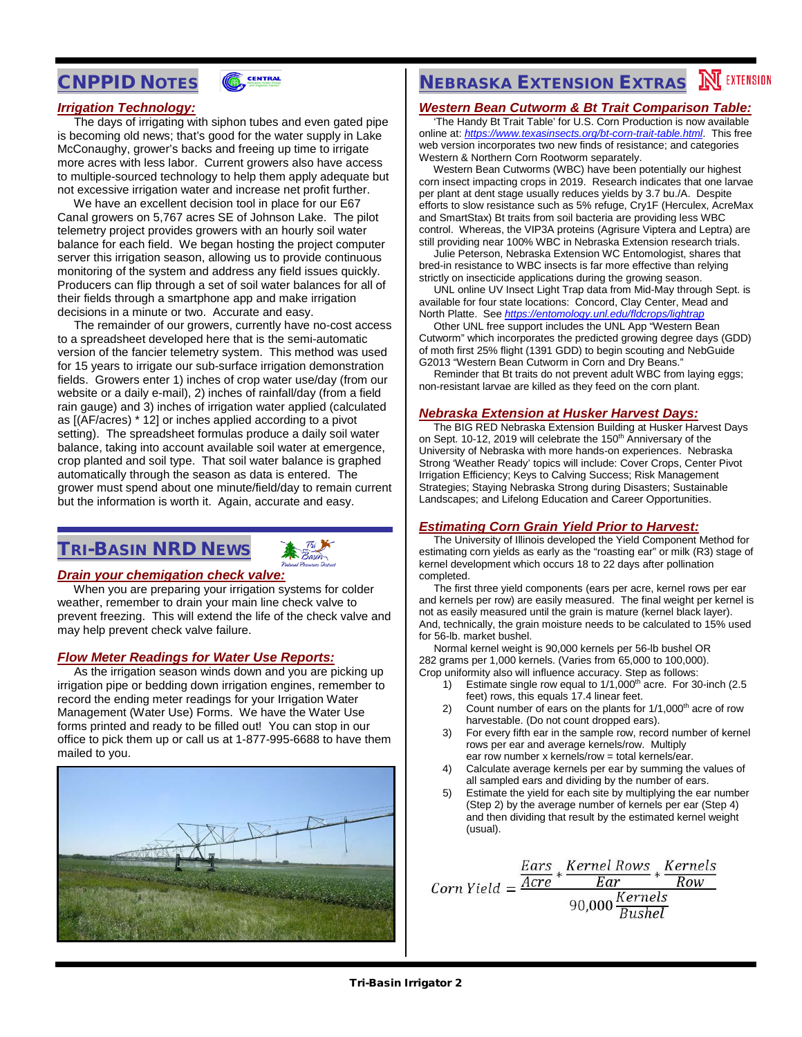## CNPPID Notes

### *Irrigation Technology:*

The days of irrigating with siphon tubes and even gated pipe is becoming old news; that's good for the water supply in Lake McConaughy, grower's backs and freeing up time to irrigate more acres with less labor. Current growers also have access to multiple-sourced technology to help them apply adequate but not excessive irrigation water and increase net profit further.

We have an excellent decision tool in place for our E67 Canal growers on 5,767 acres SE of Johnson Lake. The pilot telemetry project provides growers with an hourly soil water balance for each field. We began hosting the project computer server this irrigation season, allowing us to provide continuous monitoring of the system and address any field issues quickly. Producers can flip through a set of soil water balances for all of their fields through a smartphone app and make irrigation decisions in a minute or two. Accurate and easy.

The remainder of our growers, currently have no-cost access to a spreadsheet developed here that is the semi-automatic version of the fancier telemetry system. This method was used for 15 years to irrigate our sub-surface irrigation demonstration fields. Growers enter 1) inches of crop water use/day (from our website or a daily e-mail), 2) inches of rainfall/day (from a field rain gauge) and 3) inches of irrigation water applied (calculated as [(AF/acres) * 12] or inches applied according to a pivot setting). The spreadsheet formulas produce a daily soil water balance, taking into account available soil water at emergence, crop planted and soil type. That soil water balance is graphed automatically through the season as data is entered. The grower must spend about one minute/field/day to remain current but the information is worth it. Again, accurate and easy.

## Tri-Basin NRD News

### *Drain your chemigation check valve:*

When you are preparing your irrigation systems for colder weather, remember to drain your main line check valve to prevent freezing. This will extend the life of the check valve and may help prevent check valve failure.

### *Flow Meter Readings for Water Use Reports:*

As the irrigation season winds down and you are picking up irrigation pipe or bedding down irrigation engines, remember to record the ending meter readings for your Irrigation Water Management (Water Use) Forms. We have the Water Use forms printed and ready to be filled out! You can stop in our office to pick them up or call us at 1-877-995-6688 to have them mailed to you.

## Nebraska Extension Extras

### *Western Bean Cutworm & Bt Trait Comparison Table:*

'The Handy Bt Trait Table' for U.S. Corn Production is now available online at: *https://www.texasinsects.org/bt-corn-trait-table.html*. This free web version incorporates two new finds of resistance; and categories Western & Northern Corn Rootworm separately.

Western Bean Cutworms (WBC) have been potentially our highest corn insect impacting crops in 2019. Research indicates that one larvae per plant at dent stage usually reduces yields by 3.7 bu./A. Despite efforts to slow resistance such as 5% refuge, Cry1F (Herculex, AcreMax and SmartStax) Bt traits from soil bacteria are providing less WBC control. Whereas, the VIP3A proteins (Agrisure Viptera and Leptra) are still providing near 100% WBC in Nebraska Extension research trials.

Julie Peterson, Nebraska Extension WC Entomologist, shares that bred-in resistance to WBC insects is far more effective than relying strictly on insecticide applications during the growing season.

UNL online UV Insect Light Trap data from Mid-May through Sept. is available for four state locations: Concord, Clay Center, Mead and North Platte. See *https://entomology.unl.edu/fldcrops/lightrap*

Other UNL free support includes the UNL App "Western Bean Cutworm" which incorporates the predicted growing degree days (GDD) of moth first 25% flight (1391 GDD) to begin scouting and NebGuide G2013 "Western Bean Cutworm in Corn and Dry Beans."

Reminder that Bt traits do not prevent adult WBC from laying eggs; non-resistant larvae are killed as they feed on the corn plant.

### *Nebraska Extension at Husker Harvest Days:*

The BIG RED Nebraska Extension Building at Husker Harvest Days on Sept. 10-12, 2019 will celebrate the 150th Anniversary of the University of Nebraska with more hands-on experiences. Nebraska Strong 'Weather Ready' topics will include: Cover Crops, Center Pivot Irrigation Efficiency; Keys to Calving Success; Risk Management Strategies; Staying Nebraska Strong during Disasters; Sustainable Landscapes; and Lifelong Education and Career Opportunities.

### *Estimating Corn Grain Yield Prior to Harvest:*

The University of Illinois developed the Yield Component Method for estimating corn yields as early as the "roasting ear" or milk (R3) stage of kernel development which occurs 18 to 22 days after pollination completed.

The first three yield components (ears per acre, kernel rows per ear and kernels per row) are easily measured. The final weight per kernel is not as easily measured until the grain is mature (kernel black layer). And, technically, the grain moisture needs to be calculated to 15% used for 56-lb. market bushel.

Normal kernel weight is 90,000 kernels per 56-lb bushel OR 282 grams per 1,000 kernels. (Varies from 65,000 to 100,000). Crop uniformity also will influence accuracy. Step as follows:

1) Estimate single row equal to 1/1,000th acre. For 30-inch (2.5 feet) rows, this equals 17.4 linear feet.
2) Count number of ears on the plants for 1/1,000th acre of row harvestable. (Do not count dropped ears).
3) For every fifth ear in the sample row, record number of kernel rows per ear and average kernels/row. Multiply ear row number x kernels/row = total kernels/ear.
4) Calculate average kernels per ear by summing the values of all sampled ears and dividing by the number of ears.
5) Estimate the yield for each site by multiplying the ear number (Step 2) by the average number of kernels per ear (Step 4) and then dividing that result by the estimated kernel weight (usual).

$$Corn\ Yield = \frac{\frac{Ears}{Acre} * \frac{Kernel\ Rows}{Ear} * \frac{Kernels}{Row}}{90{,}000\,\frac{Kernels}{Bushel}}$$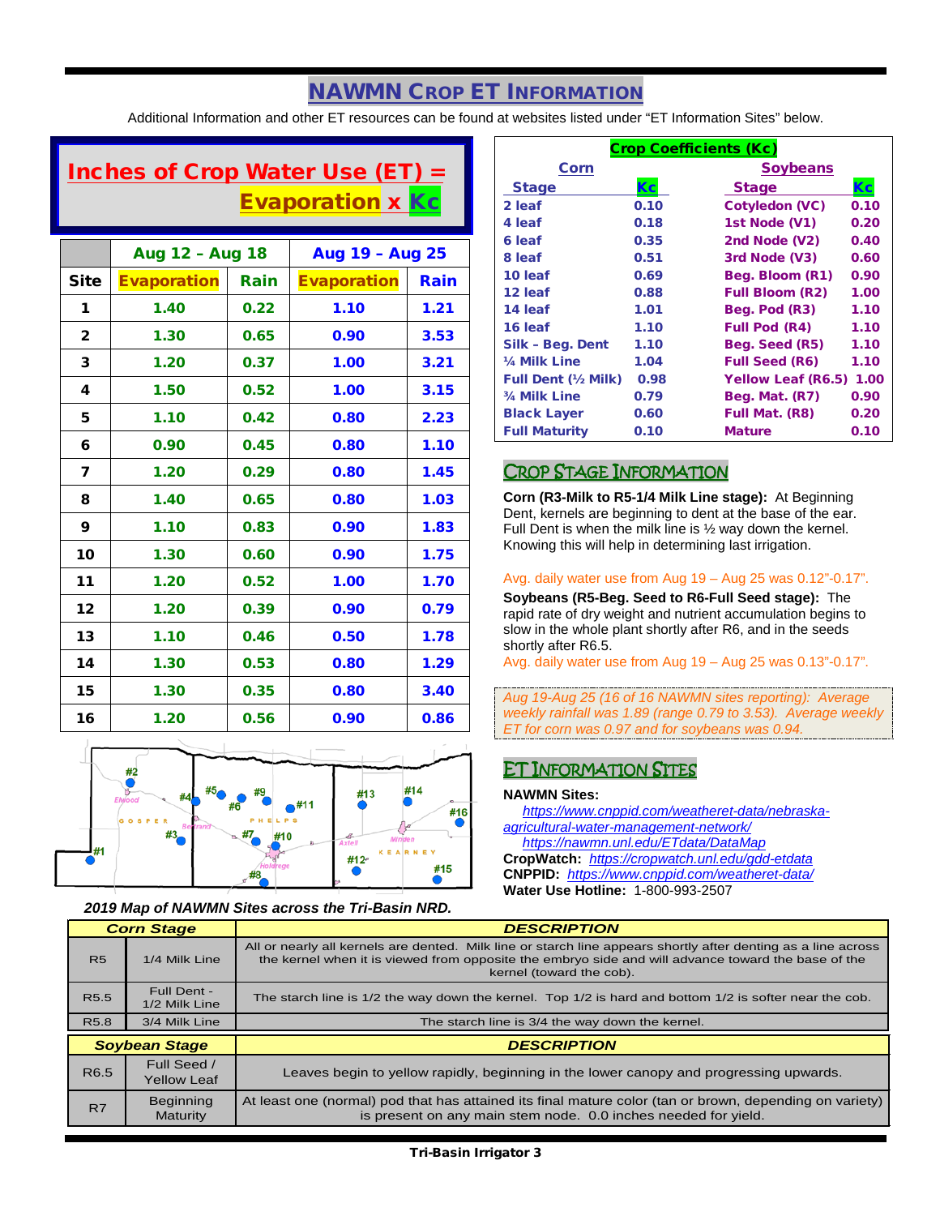# NAWMN Crop ET Information

Additional Information and other ET resources can be found at websites listed under "ET Information Sites" below.

## Inches of Crop Water Use (ET) = Evaporation x Kc

| | Aug 12 – Aug 18 | | Aug 19 – Aug 25 | |
|---|---|---|---|---|
| **Site** | **Evaporation** | **Rain** | **Evaporation** | **Rain** |
| 1 | 1.40 | 0.22 | 1.10 | 1.21 |
| 2 | 1.30 | 0.65 | 0.90 | 3.53 |
| 3 | 1.20 | 0.37 | 1.00 | 3.21 |
| 4 | 1.50 | 0.52 | 1.00 | 3.15 |
| 5 | 1.10 | 0.42 | 0.80 | 2.23 |
| 6 | 0.90 | 0.45 | 0.80 | 1.10 |
| 7 | 1.20 | 0.29 | 0.80 | 1.45 |
| 8 | 1.40 | 0.65 | 0.80 | 1.03 |
| 9 | 1.10 | 0.83 | 0.90 | 1.83 |
| 10 | 1.30 | 0.60 | 0.90 | 1.75 |
| 11 | 1.20 | 0.52 | 1.00 | 1.70 |
| 12 | 1.20 | 0.39 | 0.90 | 0.79 |
| 13 | 1.10 | 0.46 | 0.50 | 1.78 |
| 14 | 1.30 | 0.53 | 0.80 | 1.29 |
| 15 | 1.30 | 0.35 | 0.80 | 3.40 |
| 16 | 1.20 | 0.56 | 0.90 | 0.86 |

*2019 Map of NAWMN Sites across the Tri-Basin NRD.*

## Crop Coefficients (Kc)

| Corn Stage | Kc | Soybeans Stage | Kc |
|---|---|---|---|
| 2 leaf | 0.10 | Cotyledon (VC) | 0.10 |
| 4 leaf | 0.18 | 1st Node (V1) | 0.20 |
| 6 leaf | 0.35 | 2nd Node (V2) | 0.40 |
| 8 leaf | 0.51 | 3rd Node (V3) | 0.60 |
| 10 leaf | 0.69 | Beg. Bloom (R1) | 0.90 |
| 12 leaf | 0.88 | Full Bloom (R2) | 1.00 |
| 14 leaf | 1.01 | Beg. Pod (R3) | 1.10 |
| 16 leaf | 1.10 | Full Pod (R4) | 1.10 |
| Silk – Beg. Dent | 1.10 | Beg. Seed (R5) | 1.10 |
| ¼ Milk Line | 1.04 | Full Seed (R6) | 1.10 |
| Full Dent (½ Milk) | 0.98 | Yellow Leaf (R6.5) | 1.00 |
| ¾ Milk Line | 0.79 | Beg. Mat. (R7) | 0.90 |
| Black Layer | 0.60 | Full Mat. (R8) | 0.20 |
| Full Maturity | 0.10 | Mature | 0.10 |

## Crop Stage Information

**Corn (R3-Milk to R5-1/4 Milk Line stage):** At Beginning Dent, kernels are beginning to dent at the base of the ear. Full Dent is when the milk line is ½ way down the kernel. Knowing this will help in determining last irrigation.

Avg. daily water use from Aug 19 – Aug 25 was 0.12"-0.17".

**Soybeans (R5-Beg. Seed to R6-Full Seed stage):** The rapid rate of dry weight and nutrient accumulation begins to slow in the whole plant shortly after R6, and in the seeds shortly after R6.5.

Avg. daily water use from Aug 19 – Aug 25 was 0.13"-0.17".

*Aug 19-Aug 25 (16 of 16 NAWMN sites reporting): Average weekly rainfall was 1.89 (range 0.79 to 3.53). Average weekly ET for corn was 0.97 and for soybeans was 0.94.*

## ET Information Sites

**NAWMN Sites:**
https://www.cnppid.com/weatheret-data/nebraska-agricultural-water-management-network/
https://nawmn.unl.edu/ETdata/DataMap

**CropWatch:** https://cropwatch.unl.edu/gdd-etdata

**CNPPID:** https://www.cnppid.com/weatheret-data/

**Water Use Hotline:** 1-800-993-2507

| Corn Stage | | DESCRIPTION |
|---|---|---|
| R5 | 1/4 Milk Line | All or nearly all kernels are dented. Milk line or starch line appears shortly after denting as a line across the kernel when it is viewed from opposite the embryo side and will advance toward the base of the kernel (toward the cob). |
| R5.5 | Full Dent - 1/2 Milk Line | The starch line is 1/2 the way down the kernel. Top 1/2 is hard and bottom 1/2 is softer near the cob. |
| R5.8 | 3/4 Milk Line | The starch line is 3/4 the way down the kernel. |

| Soybean Stage | | DESCRIPTION |
|---|---|---|
| R6.5 | Full Seed / Yellow Leaf | Leaves begin to yellow rapidly, beginning in the lower canopy and progressing upwards. |
| R7 | Beginning Maturity | At least one (normal) pod that has attained its final mature color (tan or brown, depending on variety) is present on any main stem node. 0.0 inches needed for yield. |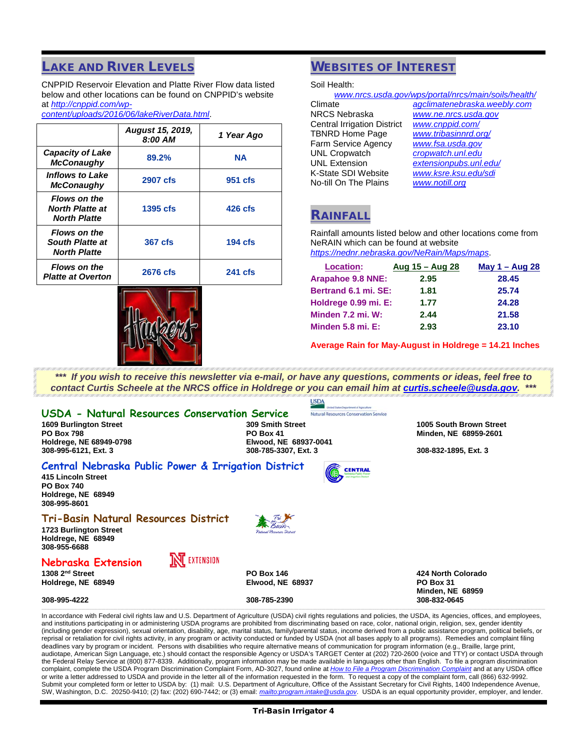## Lake and River Levels

CNPPID Reservoir Elevation and Platte River Flow data listed below and other locations can be found on CNPPID's website at *http://cnppid.com/wp-content/uploads/2016/06/lakeRiverData.html*.

| | August 15, 2019, 8:00 AM | 1 Year Ago |
|---|---|---|
| **Capacity of Lake McConaughy** | **89.2%** | **NA** |
| **Inflows to Lake McConaughy** | **2907 cfs** | **951 cfs** |
| **Flows on the North Platte at North Platte** | **1395 cfs** | **426 cfs** |
| **Flows on the South Platte at North Platte** | **367 cfs** | **194 cfs** |
| **Flows on the Platte at Overton** | **2676 cfs** | **241 cfs** |

## Websites of Interest

Soil Health: *www.nrcs.usda.gov/wps/portal/nrcs/main/soils/health/*

| | |
|---|---|
| Climate | *agclimatenebraska.weebly.com* |
| NRCS Nebraska | *www.ne.nrcs.usda.gov* |
| Central Irrigation District | *www.cnppid.com/* |
| TBNRD Home Page | *www.tribasinnrd.org/* |
| Farm Service Agency | *www.fsa.usda.gov* |
| UNL Cropwatch | *cropwatch.unl.edu* |
| UNL Extension | *extensionpubs.unl.edu/* |
| K-State SDI Website | *www.ksre.ksu.edu/sdi* |
| No-till On The Plains | *www.notill.org* |

## Rainfall

Rainfall amounts listed below and other locations come from NeRAIN which can be found at website *https://nednr.nebraska.gov/NeRain/Maps/maps*.

| Location: | Aug 15 – Aug 28 | May 1 – Aug 28 |
|---|---|---|
| **Arapahoe 9.8 NNE:** | **2.95** | **28.45** |
| **Bertrand 6.1 mi. SE:** | **1.81** | **25.74** |
| **Holdrege 0.99 mi. E:** | **1.77** | **24.28** |
| **Minden 7.2 mi. W:** | **2.44** | **21.58** |
| **Minden 5.8 mi. E:** | **2.93** | **23.10** |

**Average Rain for May-August in Holdrege = 14.21 Inches**

***\*\*\* If you wish to receive this newsletter via e-mail, or have any questions, comments or ideas, feel free to contact Curtis Scheele at the NRCS office in Holdrege or you can email him at curtis.scheele@usda.gov. \*\*\****

### USDA - Natural Resources Conservation Service

**1609 Burlington Street**
**PO Box 798**
**Holdrege, NE 68949-0798**
**308-995-6121, Ext. 3**

**309 Smith Street**
**PO Box 41**
**Elwood, NE 68937-0041**
**308-785-3307, Ext. 3**

**1005 South Brown Street**
**Minden, NE 68959-2601**
**308-832-1895, Ext. 3**

### Central Nebraska Public Power & Irrigation District

**415 Lincoln Street**
**PO Box 740**
**Holdrege, NE 68949**
**308-995-8601**

### Tri-Basin Natural Resources District

**1723 Burlington Street**
**Holdrege, NE 68949**
**308-955-6688**

### Nebraska Extension

**1308 2nd Street**
**Holdrege, NE 68949**
**308-995-4222**

**PO Box 146**
**Elwood, NE 68937**
**308-785-2390**

**424 North Colorado**
**PO Box 31**
**Minden, NE 68959**
**308-832-0645**

In accordance with Federal civil rights law and U.S. Department of Agriculture (USDA) civil rights regulations and policies, the USDA, its Agencies, offices, and employees, and institutions participating in or administering USDA programs are prohibited from discriminating based on race, color, national origin, religion, sex, gender identity (including gender expression), sexual orientation, disability, age, marital status, family/parental status, income derived from a public assistance program, political beliefs, or reprisal or retaliation for prior civil rights activity, in any program or activity conducted or funded by USDA (not all bases apply to all programs). Remedies and complaint filing deadlines vary by program or incident. Persons with disabilities who require alternative means of communication for program information (e.g., Braille, large print, audiotape, American Sign Language, etc.) should contact the responsible Agency or USDA's TARGET Center at (202) 720-2600 (voice and TTY) or contact USDA through the Federal Relay Service at (800) 877-8339. Additionally, program information may be made available in languages other than English. To file a program discrimination complaint, complete the USDA Program Discrimination Complaint Form, AD-3027, found online at *How to File a Program Discrimination Complaint* and at any USDA office or write a letter addressed to USDA and provide in the letter all of the information requested in the form. To request a copy of the complaint form, call (866) 632-9992. Submit your completed form or letter to USDA by: (1) mail: U.S. Department of Agriculture, Office of the Assistant Secretary for Civil Rights, 1400 Independence Avenue, SW, Washington, D.C. 20250-9410; (2) fax: (202) 690-7442; or (3) email: *mailto:program.intake@usda.gov*. USDA is an equal opportunity provider, employer, and lender.